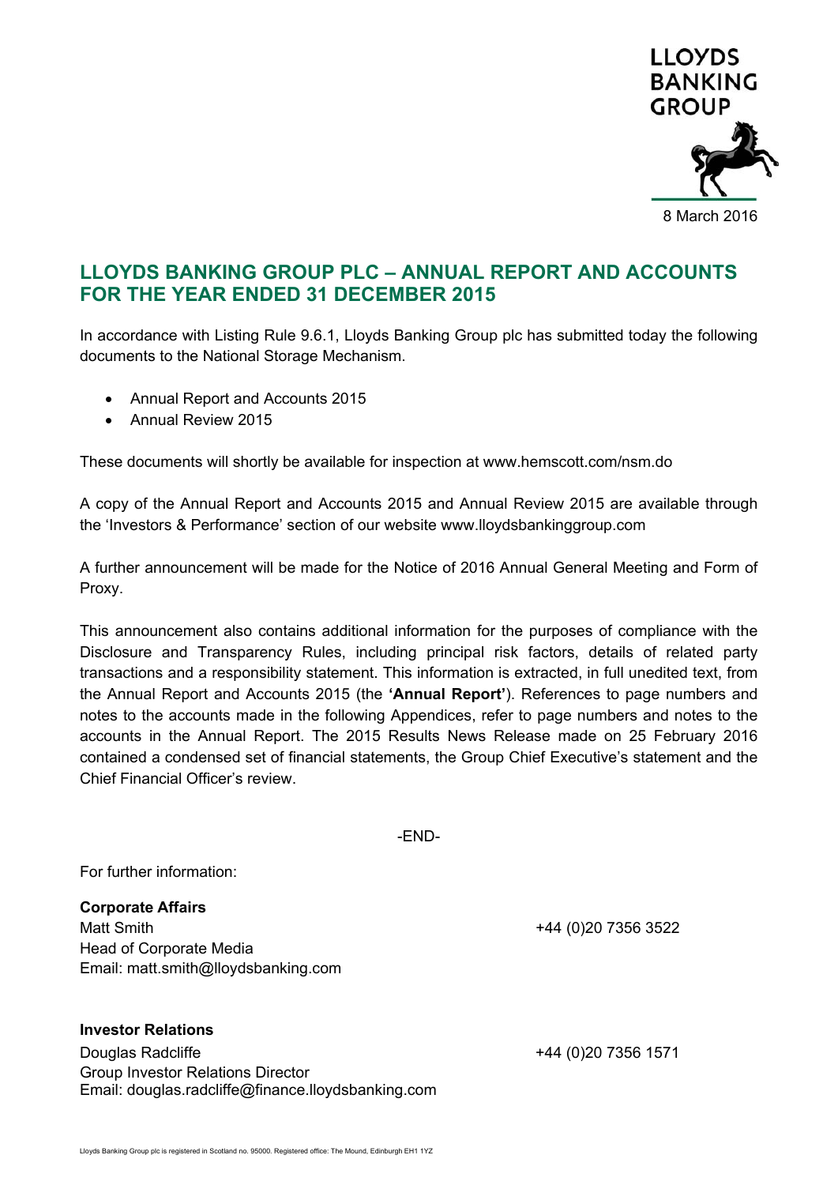LLOYDS BANKING GROUP

8 March 2016

# LLOYDS BANKING GROUP PLC – ANNUAL REPORT AND ACCOUNTS FOR THE YEAR ENDED 31 DECEMBER 2015

In accordance with Listing Rule 9.6.1, Lloyds Banking Group plc has submitted today the following documents to the National Storage Mechanism.

- Annual Report and Accounts 2015
- Annual Review 2015

These documents will shortly be available for inspection at www.hemscott.com/nsm.do

A copy of the Annual Report and Accounts 2015 and Annual Review 2015 are available through the 'Investors & Performance' section of our website www.lloydsbankinggroup.com

A further announcement will be made for the Notice of 2016 Annual General Meeting and Form of Proxy.

This announcement also contains additional information for the purposes of compliance with the Disclosure and Transparency Rules, including principal risk factors, details of related party transactions and a responsibility statement. This information is extracted, in full unedited text, from the Annual Report and Accounts 2015 (the **'Annual Report'**). References to page numbers and notes to the accounts made in the following Appendices, refer to page numbers and notes to the accounts in the Annual Report. The 2015 Results News Release made on 25 February 2016 contained a condensed set of financial statements, the Group Chief Executive's statement and the Chief Financial Officer's review.

-END-

For further information:

**Corporate Affairs**
Matt Smith — +44 (0)20 7356 3522
Head of Corporate Media
Email: matt.smith@lloydsbanking.com

**Investor Relations**
Douglas Radcliffe — +44 (0)20 7356 1571
Group Investor Relations Director
Email: douglas.radcliffe@finance.lloydsbanking.com

Lloyds Banking Group plc is registered in Scotland no. 95000. Registered office: The Mound, Edinburgh EH1 1YZ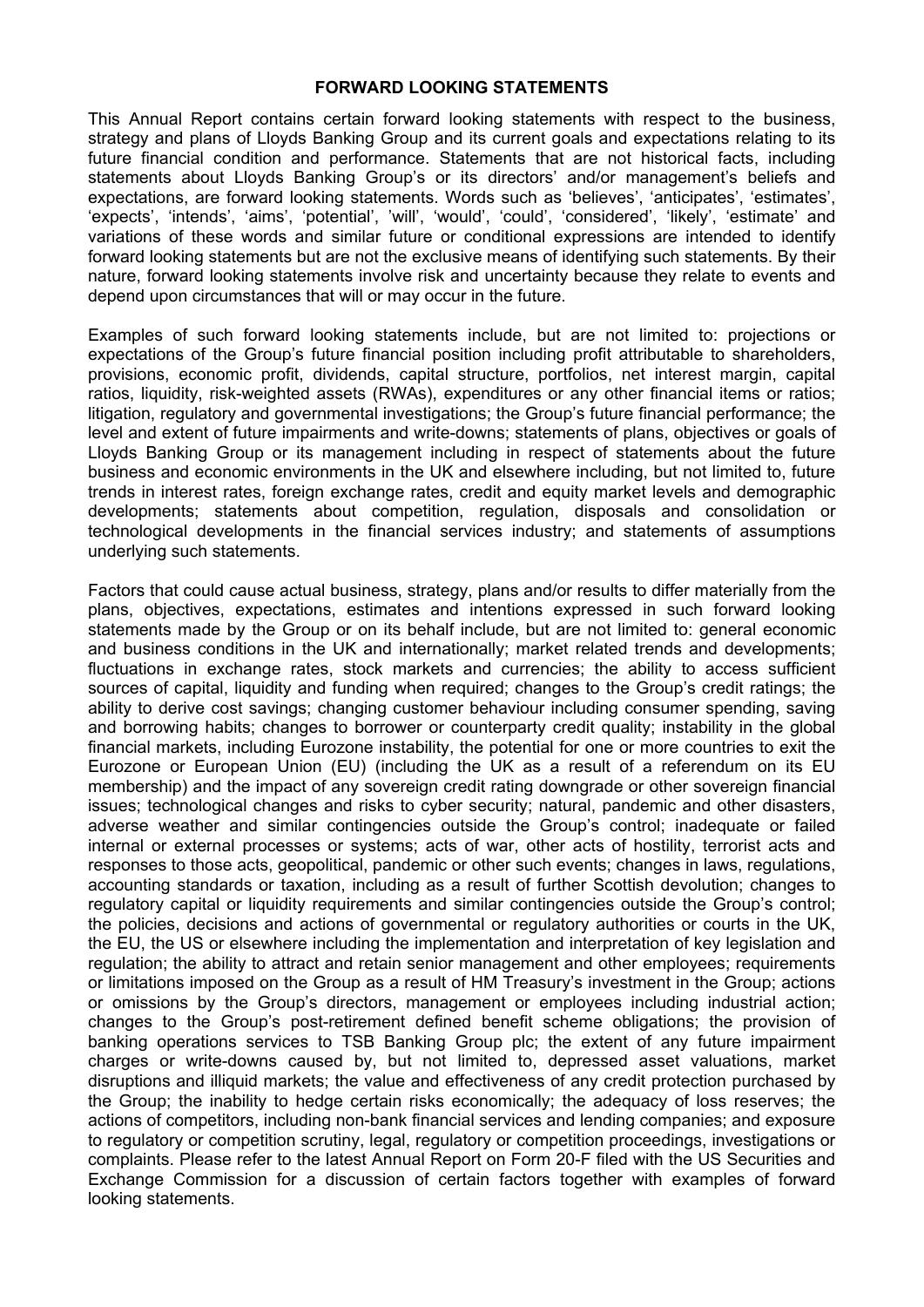## FORWARD LOOKING STATEMENTS

This Annual Report contains certain forward looking statements with respect to the business, strategy and plans of Lloyds Banking Group and its current goals and expectations relating to its future financial condition and performance. Statements that are not historical facts, including statements about Lloyds Banking Group's or its directors' and/or management's beliefs and expectations, are forward looking statements. Words such as 'believes', 'anticipates', 'estimates', 'expects', 'intends', 'aims', 'potential', 'will', 'would', 'could', 'considered', 'likely', 'estimate' and variations of these words and similar future or conditional expressions are intended to identify forward looking statements but are not the exclusive means of identifying such statements. By their nature, forward looking statements involve risk and uncertainty because they relate to events and depend upon circumstances that will or may occur in the future.

Examples of such forward looking statements include, but are not limited to: projections or expectations of the Group's future financial position including profit attributable to shareholders, provisions, economic profit, dividends, capital structure, portfolios, net interest margin, capital ratios, liquidity, risk-weighted assets (RWAs), expenditures or any other financial items or ratios; litigation, regulatory and governmental investigations; the Group's future financial performance; the level and extent of future impairments and write-downs; statements of plans, objectives or goals of Lloyds Banking Group or its management including in respect of statements about the future business and economic environments in the UK and elsewhere including, but not limited to, future trends in interest rates, foreign exchange rates, credit and equity market levels and demographic developments; statements about competition, regulation, disposals and consolidation or technological developments in the financial services industry; and statements of assumptions underlying such statements.

Factors that could cause actual business, strategy, plans and/or results to differ materially from the plans, objectives, expectations, estimates and intentions expressed in such forward looking statements made by the Group or on its behalf include, but are not limited to: general economic and business conditions in the UK and internationally; market related trends and developments; fluctuations in exchange rates, stock markets and currencies; the ability to access sufficient sources of capital, liquidity and funding when required; changes to the Group's credit ratings; the ability to derive cost savings; changing customer behaviour including consumer spending, saving and borrowing habits; changes to borrower or counterparty credit quality; instability in the global financial markets, including Eurozone instability, the potential for one or more countries to exit the Eurozone or European Union (EU) (including the UK as a result of a referendum on its EU membership) and the impact of any sovereign credit rating downgrade or other sovereign financial issues; technological changes and risks to cyber security; natural, pandemic and other disasters, adverse weather and similar contingencies outside the Group's control; inadequate or failed internal or external processes or systems; acts of war, other acts of hostility, terrorist acts and responses to those acts, geopolitical, pandemic or other such events; changes in laws, regulations, accounting standards or taxation, including as a result of further Scottish devolution; changes to regulatory capital or liquidity requirements and similar contingencies outside the Group's control; the policies, decisions and actions of governmental or regulatory authorities or courts in the UK, the EU, the US or elsewhere including the implementation and interpretation of key legislation and regulation; the ability to attract and retain senior management and other employees; requirements or limitations imposed on the Group as a result of HM Treasury's investment in the Group; actions or omissions by the Group's directors, management or employees including industrial action; changes to the Group's post-retirement defined benefit scheme obligations; the provision of banking operations services to TSB Banking Group plc; the extent of any future impairment charges or write-downs caused by, but not limited to, depressed asset valuations, market disruptions and illiquid markets; the value and effectiveness of any credit protection purchased by the Group; the inability to hedge certain risks economically; the adequacy of loss reserves; the actions of competitors, including non-bank financial services and lending companies; and exposure to regulatory or competition scrutiny, legal, regulatory or competition proceedings, investigations or complaints. Please refer to the latest Annual Report on Form 20-F filed with the US Securities and Exchange Commission for a discussion of certain factors together with examples of forward looking statements.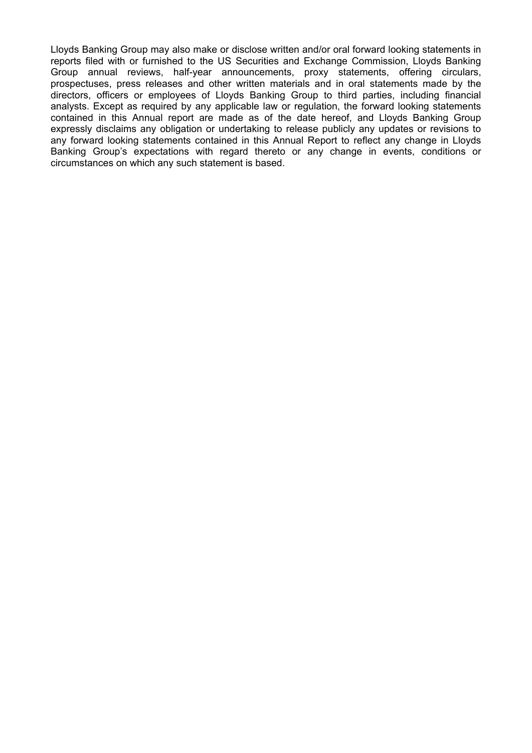Lloyds Banking Group may also make or disclose written and/or oral forward looking statements in reports filed with or furnished to the US Securities and Exchange Commission, Lloyds Banking Group annual reviews, half-year announcements, proxy statements, offering circulars, prospectuses, press releases and other written materials and in oral statements made by the directors, officers or employees of Lloyds Banking Group to third parties, including financial analysts. Except as required by any applicable law or regulation, the forward looking statements contained in this Annual report are made as of the date hereof, and Lloyds Banking Group expressly disclaims any obligation or undertaking to release publicly any updates or revisions to any forward looking statements contained in this Annual Report to reflect any change in Lloyds Banking Group's expectations with regard thereto or any change in events, conditions or circumstances on which any such statement is based.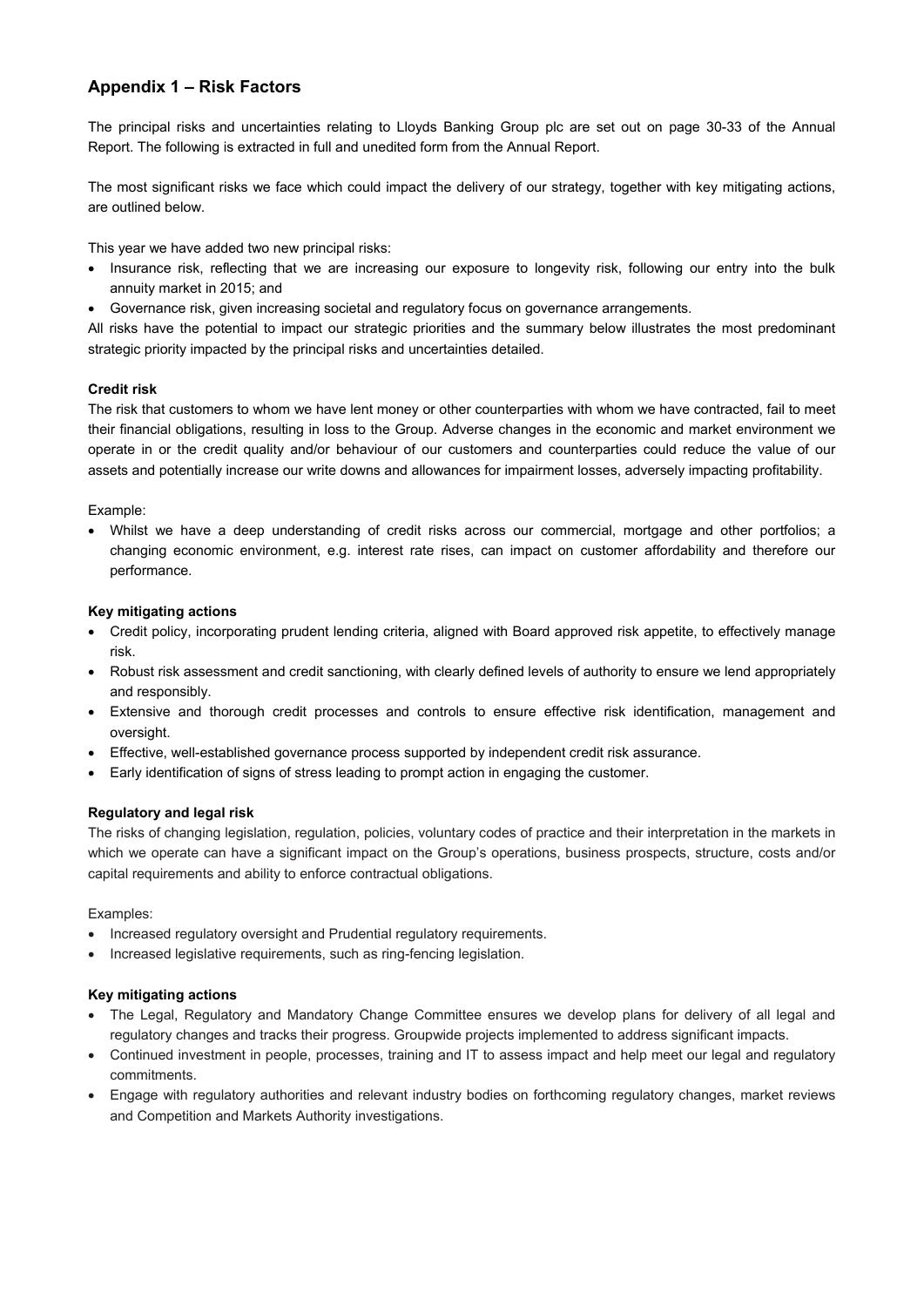## Appendix 1 – Risk Factors

The principal risks and uncertainties relating to Lloyds Banking Group plc are set out on page 30-33 of the Annual Report. The following is extracted in full and unedited form from the Annual Report.

The most significant risks we face which could impact the delivery of our strategy, together with key mitigating actions, are outlined below.

This year we have added two new principal risks:

- Insurance risk, reflecting that we are increasing our exposure to longevity risk, following our entry into the bulk annuity market in 2015; and
- Governance risk, given increasing societal and regulatory focus on governance arrangements.

All risks have the potential to impact our strategic priorities and the summary below illustrates the most predominant strategic priority impacted by the principal risks and uncertainties detailed.

**Credit risk**

The risk that customers to whom we have lent money or other counterparties with whom we have contracted, fail to meet their financial obligations, resulting in loss to the Group. Adverse changes in the economic and market environment we operate in or the credit quality and/or behaviour of our customers and counterparties could reduce the value of our assets and potentially increase our write downs and allowances for impairment losses, adversely impacting profitability.

Example:

- Whilst we have a deep understanding of credit risks across our commercial, mortgage and other portfolios; a changing economic environment, e.g. interest rate rises, can impact on customer affordability and therefore our performance.

**Key mitigating actions**

- Credit policy, incorporating prudent lending criteria, aligned with Board approved risk appetite, to effectively manage risk.
- Robust risk assessment and credit sanctioning, with clearly defined levels of authority to ensure we lend appropriately and responsibly.
- Extensive and thorough credit processes and controls to ensure effective risk identification, management and oversight.
- Effective, well-established governance process supported by independent credit risk assurance.
- Early identification of signs of stress leading to prompt action in engaging the customer.

**Regulatory and legal risk**

The risks of changing legislation, regulation, policies, voluntary codes of practice and their interpretation in the markets in which we operate can have a significant impact on the Group's operations, business prospects, structure, costs and/or capital requirements and ability to enforce contractual obligations.

Examples:

- Increased regulatory oversight and Prudential regulatory requirements.
- Increased legislative requirements, such as ring-fencing legislation.

**Key mitigating actions**

- The Legal, Regulatory and Mandatory Change Committee ensures we develop plans for delivery of all legal and regulatory changes and tracks their progress. Groupwide projects implemented to address significant impacts.
- Continued investment in people, processes, training and IT to assess impact and help meet our legal and regulatory commitments.
- Engage with regulatory authorities and relevant industry bodies on forthcoming regulatory changes, market reviews and Competition and Markets Authority investigations.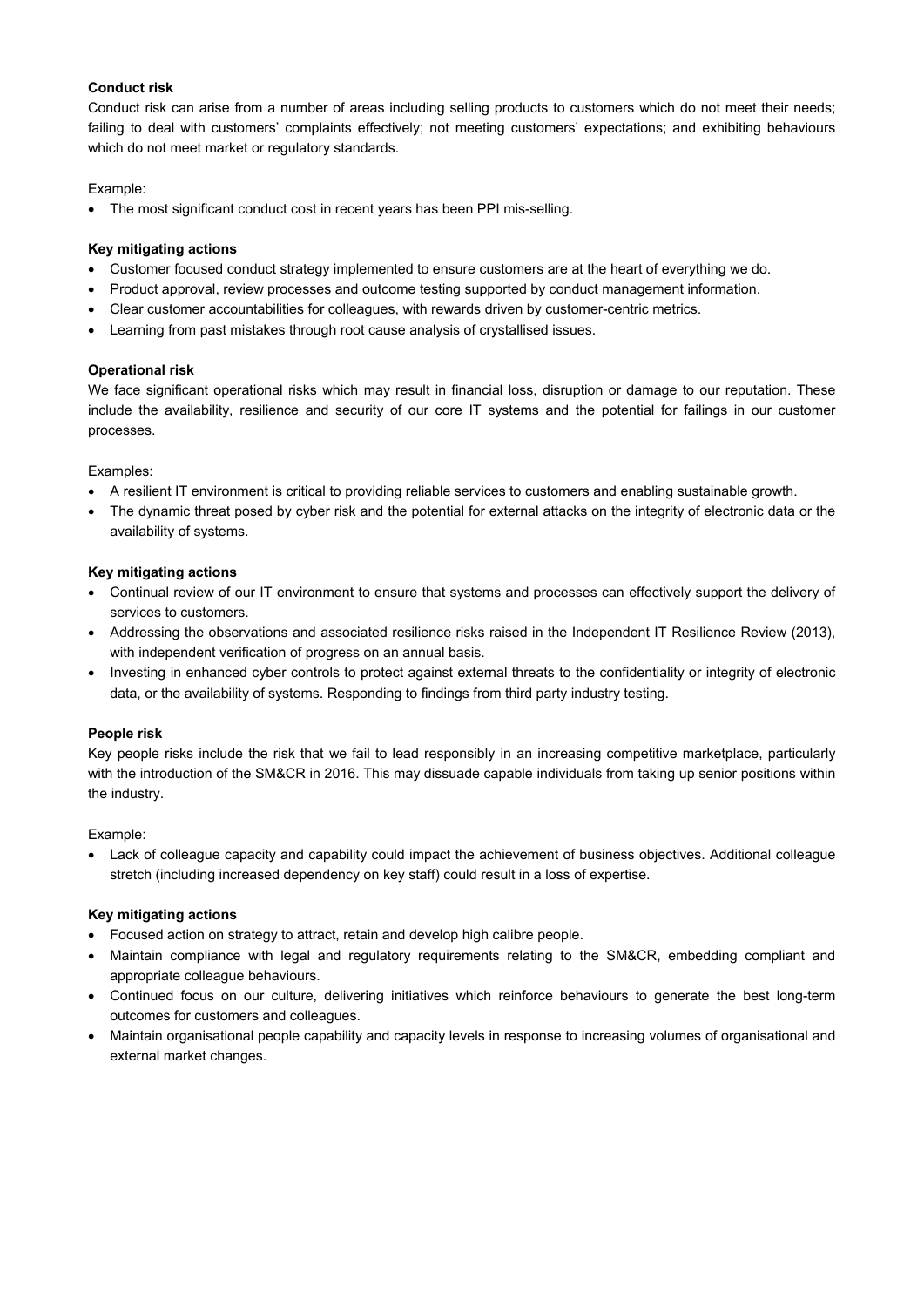**Conduct risk**

Conduct risk can arise from a number of areas including selling products to customers which do not meet their needs; failing to deal with customers' complaints effectively; not meeting customers' expectations; and exhibiting behaviours which do not meet market or regulatory standards.

Example:

- The most significant conduct cost in recent years has been PPI mis-selling.

**Key mitigating actions**

- Customer focused conduct strategy implemented to ensure customers are at the heart of everything we do.
- Product approval, review processes and outcome testing supported by conduct management information.
- Clear customer accountabilities for colleagues, with rewards driven by customer-centric metrics.
- Learning from past mistakes through root cause analysis of crystallised issues.

**Operational risk**

We face significant operational risks which may result in financial loss, disruption or damage to our reputation. These include the availability, resilience and security of our core IT systems and the potential for failings in our customer processes.

Examples:

- A resilient IT environment is critical to providing reliable services to customers and enabling sustainable growth.
- The dynamic threat posed by cyber risk and the potential for external attacks on the integrity of electronic data or the availability of systems.

**Key mitigating actions**

- Continual review of our IT environment to ensure that systems and processes can effectively support the delivery of services to customers.
- Addressing the observations and associated resilience risks raised in the Independent IT Resilience Review (2013), with independent verification of progress on an annual basis.
- Investing in enhanced cyber controls to protect against external threats to the confidentiality or integrity of electronic data, or the availability of systems. Responding to findings from third party industry testing.

**People risk**

Key people risks include the risk that we fail to lead responsibly in an increasing competitive marketplace, particularly with the introduction of the SM&CR in 2016. This may dissuade capable individuals from taking up senior positions within the industry.

Example:

- Lack of colleague capacity and capability could impact the achievement of business objectives. Additional colleague stretch (including increased dependency on key staff) could result in a loss of expertise.

**Key mitigating actions**

- Focused action on strategy to attract, retain and develop high calibre people.
- Maintain compliance with legal and regulatory requirements relating to the SM&CR, embedding compliant and appropriate colleague behaviours.
- Continued focus on our culture, delivering initiatives which reinforce behaviours to generate the best long-term outcomes for customers and colleagues.
- Maintain organisational people capability and capacity levels in response to increasing volumes of organisational and external market changes.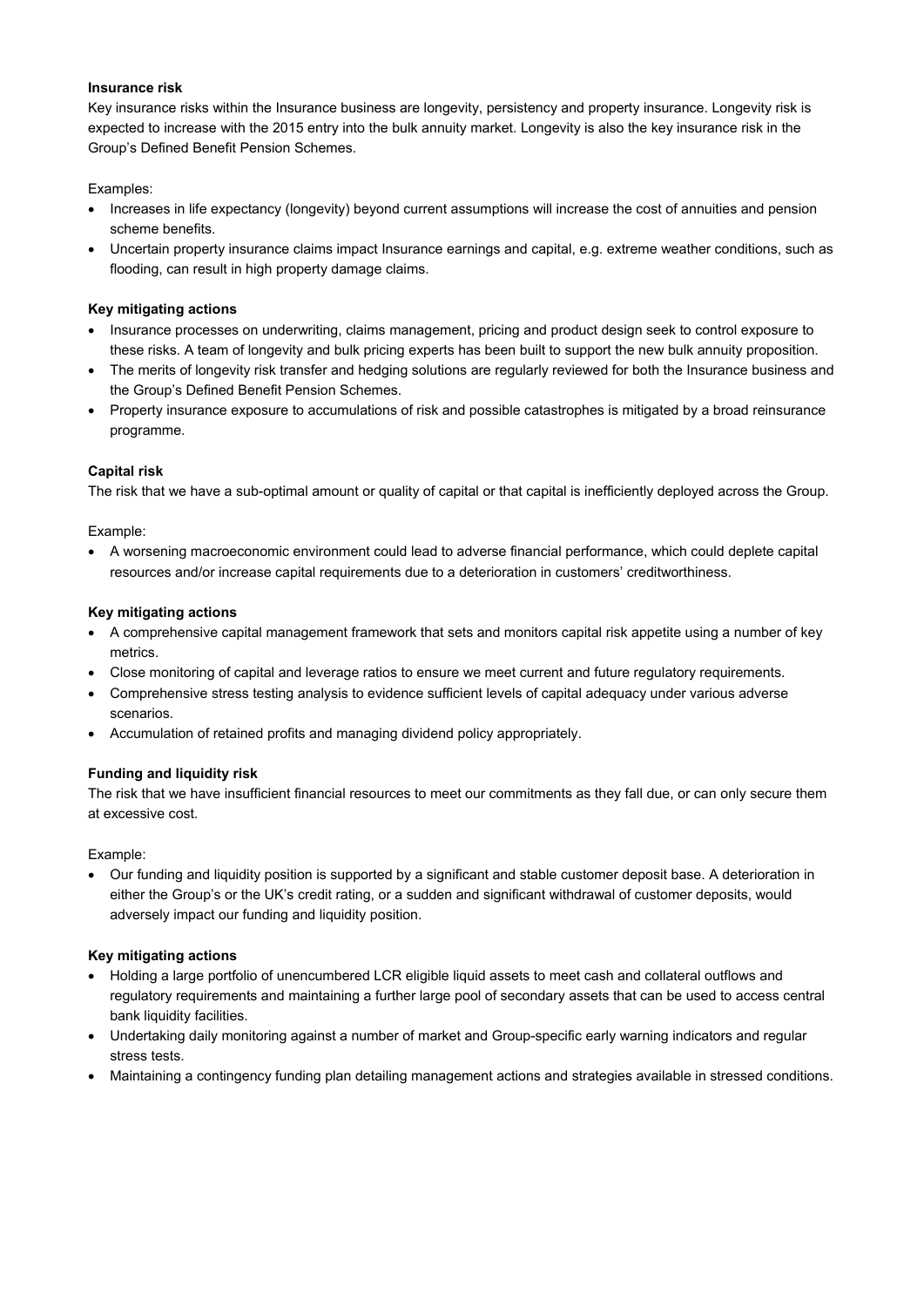**Insurance risk**

Key insurance risks within the Insurance business are longevity, persistency and property insurance. Longevity risk is expected to increase with the 2015 entry into the bulk annuity market. Longevity is also the key insurance risk in the Group's Defined Benefit Pension Schemes.

Examples:

- Increases in life expectancy (longevity) beyond current assumptions will increase the cost of annuities and pension scheme benefits.
- Uncertain property insurance claims impact Insurance earnings and capital, e.g. extreme weather conditions, such as flooding, can result in high property damage claims.

**Key mitigating actions**

- Insurance processes on underwriting, claims management, pricing and product design seek to control exposure to these risks. A team of longevity and bulk pricing experts has been built to support the new bulk annuity proposition.
- The merits of longevity risk transfer and hedging solutions are regularly reviewed for both the Insurance business and the Group's Defined Benefit Pension Schemes.
- Property insurance exposure to accumulations of risk and possible catastrophes is mitigated by a broad reinsurance programme.

**Capital risk**

The risk that we have a sub-optimal amount or quality of capital or that capital is inefficiently deployed across the Group.

Example:

- A worsening macroeconomic environment could lead to adverse financial performance, which could deplete capital resources and/or increase capital requirements due to a deterioration in customers' creditworthiness.

**Key mitigating actions**

- A comprehensive capital management framework that sets and monitors capital risk appetite using a number of key metrics.
- Close monitoring of capital and leverage ratios to ensure we meet current and future regulatory requirements.
- Comprehensive stress testing analysis to evidence sufficient levels of capital adequacy under various adverse scenarios.
- Accumulation of retained profits and managing dividend policy appropriately.

**Funding and liquidity risk**

The risk that we have insufficient financial resources to meet our commitments as they fall due, or can only secure them at excessive cost.

Example:

- Our funding and liquidity position is supported by a significant and stable customer deposit base. A deterioration in either the Group's or the UK's credit rating, or a sudden and significant withdrawal of customer deposits, would adversely impact our funding and liquidity position.

**Key mitigating actions**

- Holding a large portfolio of unencumbered LCR eligible liquid assets to meet cash and collateral outflows and regulatory requirements and maintaining a further large pool of secondary assets that can be used to access central bank liquidity facilities.
- Undertaking daily monitoring against a number of market and Group-specific early warning indicators and regular stress tests.
- Maintaining a contingency funding plan detailing management actions and strategies available in stressed conditions.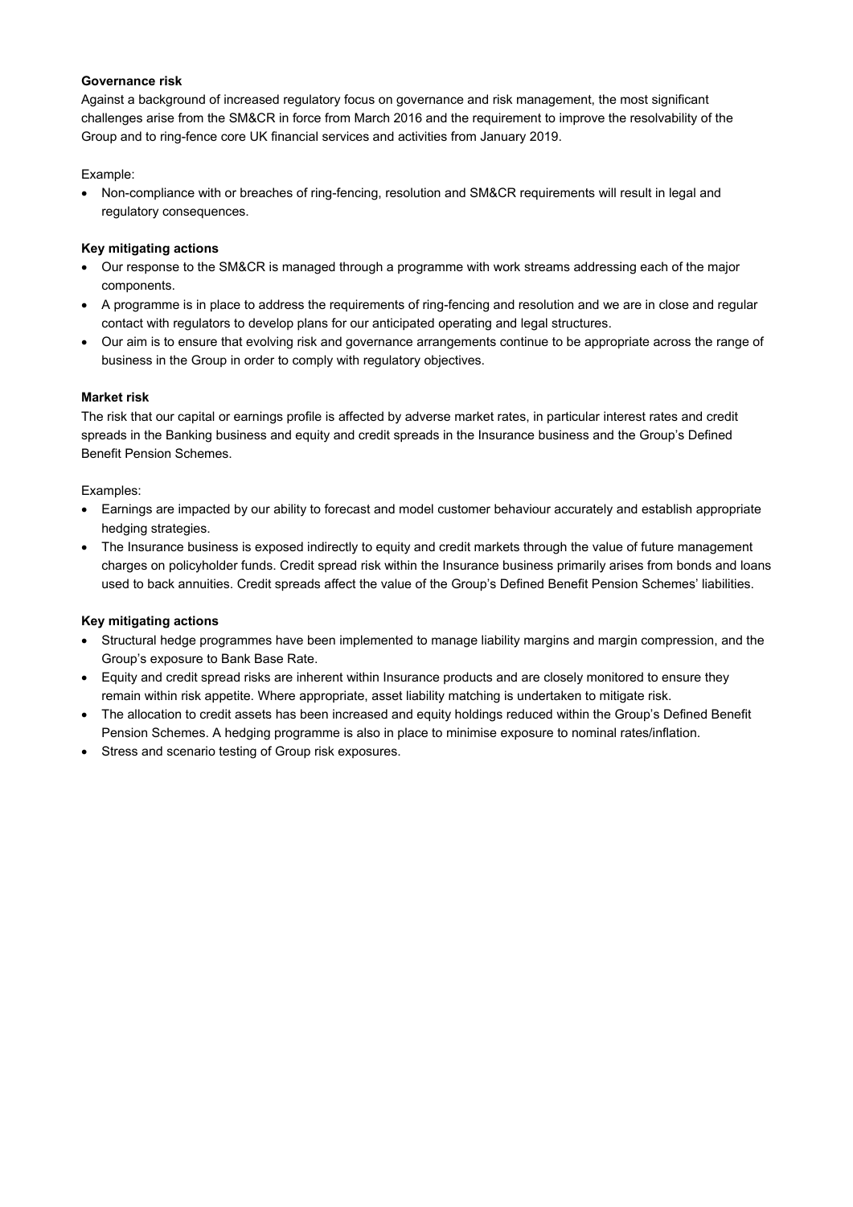**Governance risk**

Against a background of increased regulatory focus on governance and risk management, the most significant challenges arise from the SM&CR in force from March 2016 and the requirement to improve the resolvability of the Group and to ring-fence core UK financial services and activities from January 2019.

Example:

- Non-compliance with or breaches of ring-fencing, resolution and SM&CR requirements will result in legal and regulatory consequences.

**Key mitigating actions**

- Our response to the SM&CR is managed through a programme with work streams addressing each of the major components.
- A programme is in place to address the requirements of ring-fencing and resolution and we are in close and regular contact with regulators to develop plans for our anticipated operating and legal structures.
- Our aim is to ensure that evolving risk and governance arrangements continue to be appropriate across the range of business in the Group in order to comply with regulatory objectives.

**Market risk**

The risk that our capital or earnings profile is affected by adverse market rates, in particular interest rates and credit spreads in the Banking business and equity and credit spreads in the Insurance business and the Group's Defined Benefit Pension Schemes.

Examples:

- Earnings are impacted by our ability to forecast and model customer behaviour accurately and establish appropriate hedging strategies.
- The Insurance business is exposed indirectly to equity and credit markets through the value of future management charges on policyholder funds. Credit spread risk within the Insurance business primarily arises from bonds and loans used to back annuities. Credit spreads affect the value of the Group's Defined Benefit Pension Schemes' liabilities.

**Key mitigating actions**

- Structural hedge programmes have been implemented to manage liability margins and margin compression, and the Group's exposure to Bank Base Rate.
- Equity and credit spread risks are inherent within Insurance products and are closely monitored to ensure they remain within risk appetite. Where appropriate, asset liability matching is undertaken to mitigate risk.
- The allocation to credit assets has been increased and equity holdings reduced within the Group's Defined Benefit Pension Schemes. A hedging programme is also in place to minimise exposure to nominal rates/inflation.
- Stress and scenario testing of Group risk exposures.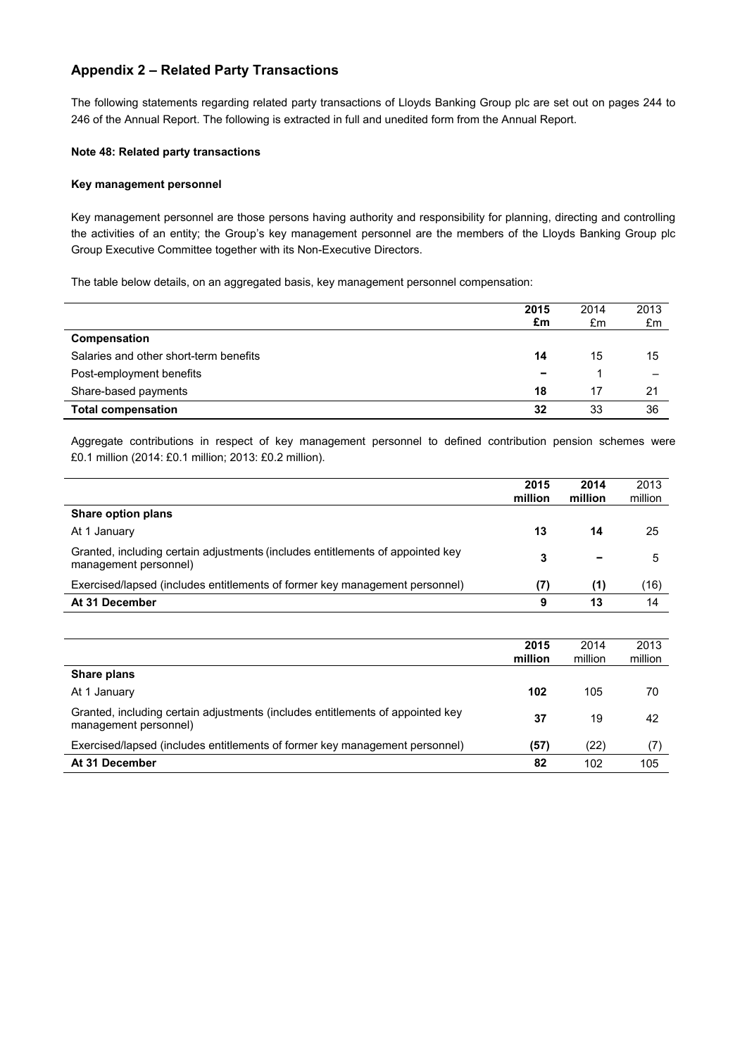## Appendix 2 – Related Party Transactions

The following statements regarding related party transactions of Lloyds Banking Group plc are set out on pages 244 to 246 of the Annual Report. The following is extracted in full and unedited form from the Annual Report.

**Note 48: Related party transactions**

**Key management personnel**

Key management personnel are those persons having authority and responsibility for planning, directing and controlling the activities of an entity; the Group's key management personnel are the members of the Lloyds Banking Group plc Group Executive Committee together with its Non-Executive Directors.

The table below details, on an aggregated basis, key management personnel compensation:

| | **2015 £m** | 2014 £m | 2013 £m |
|---|---|---|---|
| **Compensation** | | | |
| Salaries and other short-term benefits | **14** | 15 | 15 |
| Post-employment benefits | **–** | 1 | – |
| Share-based payments | **18** | 17 | 21 |
| **Total compensation** | **32** | 33 | 36 |

Aggregate contributions in respect of key management personnel to defined contribution pension schemes were £0.1 million (2014: £0.1 million; 2013: £0.2 million).

| | **2015 million** | **2014 million** | 2013 million |
|---|---|---|---|
| **Share option plans** | | | |
| At 1 January | **13** | **14** | 25 |
| Granted, including certain adjustments (includes entitlements of appointed key management personnel) | **3** | **–** | 5 |
| Exercised/lapsed (includes entitlements of former key management personnel) | **(7)** | **(1)** | (16) |
| **At 31 December** | **9** | **13** | 14 |

| | **2015 million** | 2014 million | 2013 million |
|---|---|---|---|
| **Share plans** | | | |
| At 1 January | **102** | 105 | 70 |
| Granted, including certain adjustments (includes entitlements of appointed key management personnel) | **37** | 19 | 42 |
| Exercised/lapsed (includes entitlements of former key management personnel) | **(57)** | (22) | (7) |
| **At 31 December** | **82** | 102 | 105 |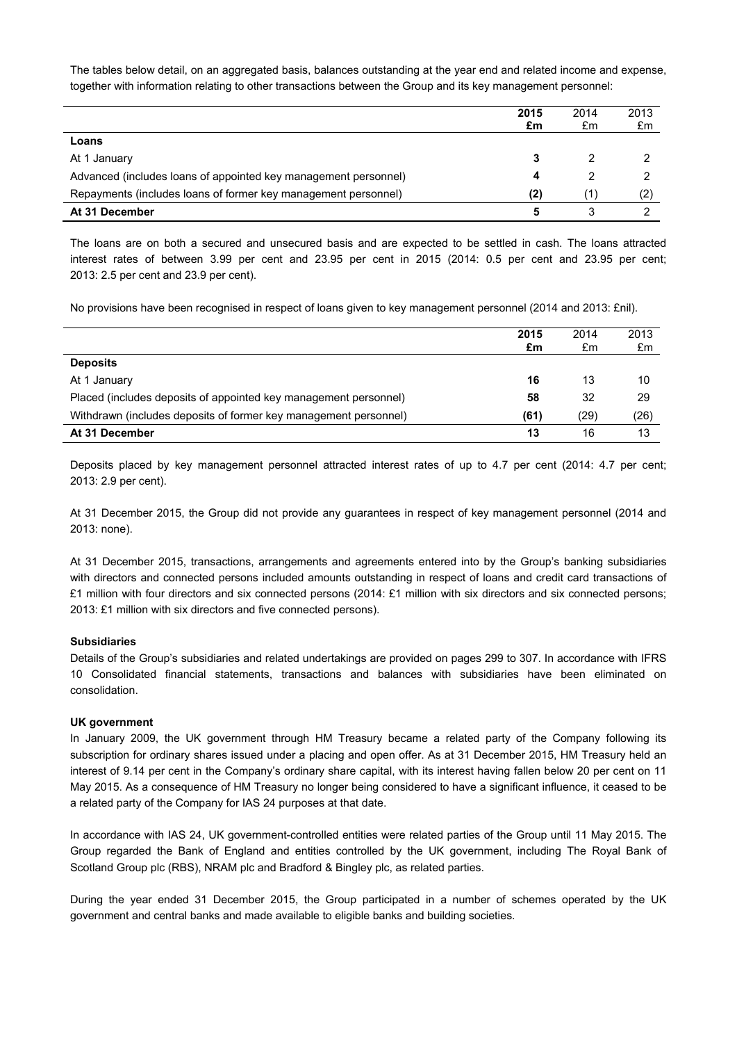The tables below detail, on an aggregated basis, balances outstanding at the year end and related income and expense, together with information relating to other transactions between the Group and its key management personnel:

| | **2015 £m** | 2014 £m | 2013 £m |
|---|---|---|---|
| **Loans** | | | |
| At 1 January | **3** | 2 | 2 |
| Advanced (includes loans of appointed key management personnel) | **4** | 2 | 2 |
| Repayments (includes loans of former key management personnel) | **(2)** | (1) | (2) |
| **At 31 December** | **5** | 3 | 2 |

The loans are on both a secured and unsecured basis and are expected to be settled in cash. The loans attracted interest rates of between 3.99 per cent and 23.95 per cent in 2015 (2014: 0.5 per cent and 23.95 per cent; 2013: 2.5 per cent and 23.9 per cent).

No provisions have been recognised in respect of loans given to key management personnel (2014 and 2013: £nil).

| | **2015 £m** | 2014 £m | 2013 £m |
|---|---|---|---|
| **Deposits** | | | |
| At 1 January | **16** | 13 | 10 |
| Placed (includes deposits of appointed key management personnel) | **58** | 32 | 29 |
| Withdrawn (includes deposits of former key management personnel) | **(61)** | (29) | (26) |
| **At 31 December** | **13** | 16 | 13 |

Deposits placed by key management personnel attracted interest rates of up to 4.7 per cent (2014: 4.7 per cent; 2013: 2.9 per cent).

At 31 December 2015, the Group did not provide any guarantees in respect of key management personnel (2014 and 2013: none).

At 31 December 2015, transactions, arrangements and agreements entered into by the Group's banking subsidiaries with directors and connected persons included amounts outstanding in respect of loans and credit card transactions of £1 million with four directors and six connected persons (2014: £1 million with six directors and six connected persons; 2013: £1 million with six directors and five connected persons).

**Subsidiaries**

Details of the Group's subsidiaries and related undertakings are provided on pages 299 to 307. In accordance with IFRS 10 Consolidated financial statements, transactions and balances with subsidiaries have been eliminated on consolidation.

**UK government**

In January 2009, the UK government through HM Treasury became a related party of the Company following its subscription for ordinary shares issued under a placing and open offer. As at 31 December 2015, HM Treasury held an interest of 9.14 per cent in the Company's ordinary share capital, with its interest having fallen below 20 per cent on 11 May 2015. As a consequence of HM Treasury no longer being considered to have a significant influence, it ceased to be a related party of the Company for IAS 24 purposes at that date.

In accordance with IAS 24, UK government-controlled entities were related parties of the Group until 11 May 2015. The Group regarded the Bank of England and entities controlled by the UK government, including The Royal Bank of Scotland Group plc (RBS), NRAM plc and Bradford & Bingley plc, as related parties.

During the year ended 31 December 2015, the Group participated in a number of schemes operated by the UK government and central banks and made available to eligible banks and building societies.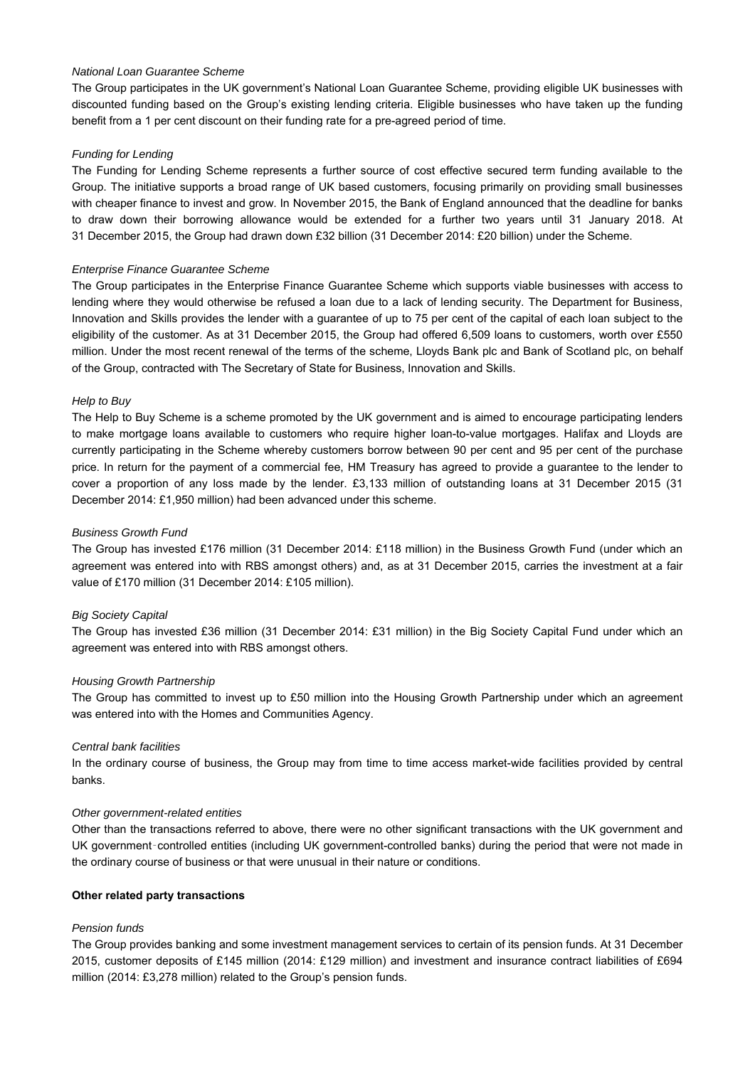*National Loan Guarantee Scheme*

The Group participates in the UK government's National Loan Guarantee Scheme, providing eligible UK businesses with discounted funding based on the Group's existing lending criteria. Eligible businesses who have taken up the funding benefit from a 1 per cent discount on their funding rate for a pre-agreed period of time.

*Funding for Lending*

The Funding for Lending Scheme represents a further source of cost effective secured term funding available to the Group. The initiative supports a broad range of UK based customers, focusing primarily on providing small businesses with cheaper finance to invest and grow. In November 2015, the Bank of England announced that the deadline for banks to draw down their borrowing allowance would be extended for a further two years until 31 January 2018. At 31 December 2015, the Group had drawn down £32 billion (31 December 2014: £20 billion) under the Scheme.

*Enterprise Finance Guarantee Scheme*

The Group participates in the Enterprise Finance Guarantee Scheme which supports viable businesses with access to lending where they would otherwise be refused a loan due to a lack of lending security. The Department for Business, Innovation and Skills provides the lender with a guarantee of up to 75 per cent of the capital of each loan subject to the eligibility of the customer. As at 31 December 2015, the Group had offered 6,509 loans to customers, worth over £550 million. Under the most recent renewal of the terms of the scheme, Lloyds Bank plc and Bank of Scotland plc, on behalf of the Group, contracted with The Secretary of State for Business, Innovation and Skills.

*Help to Buy*

The Help to Buy Scheme is a scheme promoted by the UK government and is aimed to encourage participating lenders to make mortgage loans available to customers who require higher loan-to-value mortgages. Halifax and Lloyds are currently participating in the Scheme whereby customers borrow between 90 per cent and 95 per cent of the purchase price. In return for the payment of a commercial fee, HM Treasury has agreed to provide a guarantee to the lender to cover a proportion of any loss made by the lender. £3,133 million of outstanding loans at 31 December 2015 (31 December 2014: £1,950 million) had been advanced under this scheme.

*Business Growth Fund*

The Group has invested £176 million (31 December 2014: £118 million) in the Business Growth Fund (under which an agreement was entered into with RBS amongst others) and, as at 31 December 2015, carries the investment at a fair value of £170 million (31 December 2014: £105 million).

*Big Society Capital*

The Group has invested £36 million (31 December 2014: £31 million) in the Big Society Capital Fund under which an agreement was entered into with RBS amongst others.

*Housing Growth Partnership*

The Group has committed to invest up to £50 million into the Housing Growth Partnership under which an agreement was entered into with the Homes and Communities Agency.

*Central bank facilities*

In the ordinary course of business, the Group may from time to time access market-wide facilities provided by central banks.

*Other government-related entities*

Other than the transactions referred to above, there were no other significant transactions with the UK government and UK government-controlled entities (including UK government-controlled banks) during the period that were not made in the ordinary course of business or that were unusual in their nature or conditions.

**Other related party transactions**

*Pension funds*

The Group provides banking and some investment management services to certain of its pension funds. At 31 December 2015, customer deposits of £145 million (2014: £129 million) and investment and insurance contract liabilities of £694 million (2014: £3,278 million) related to the Group's pension funds.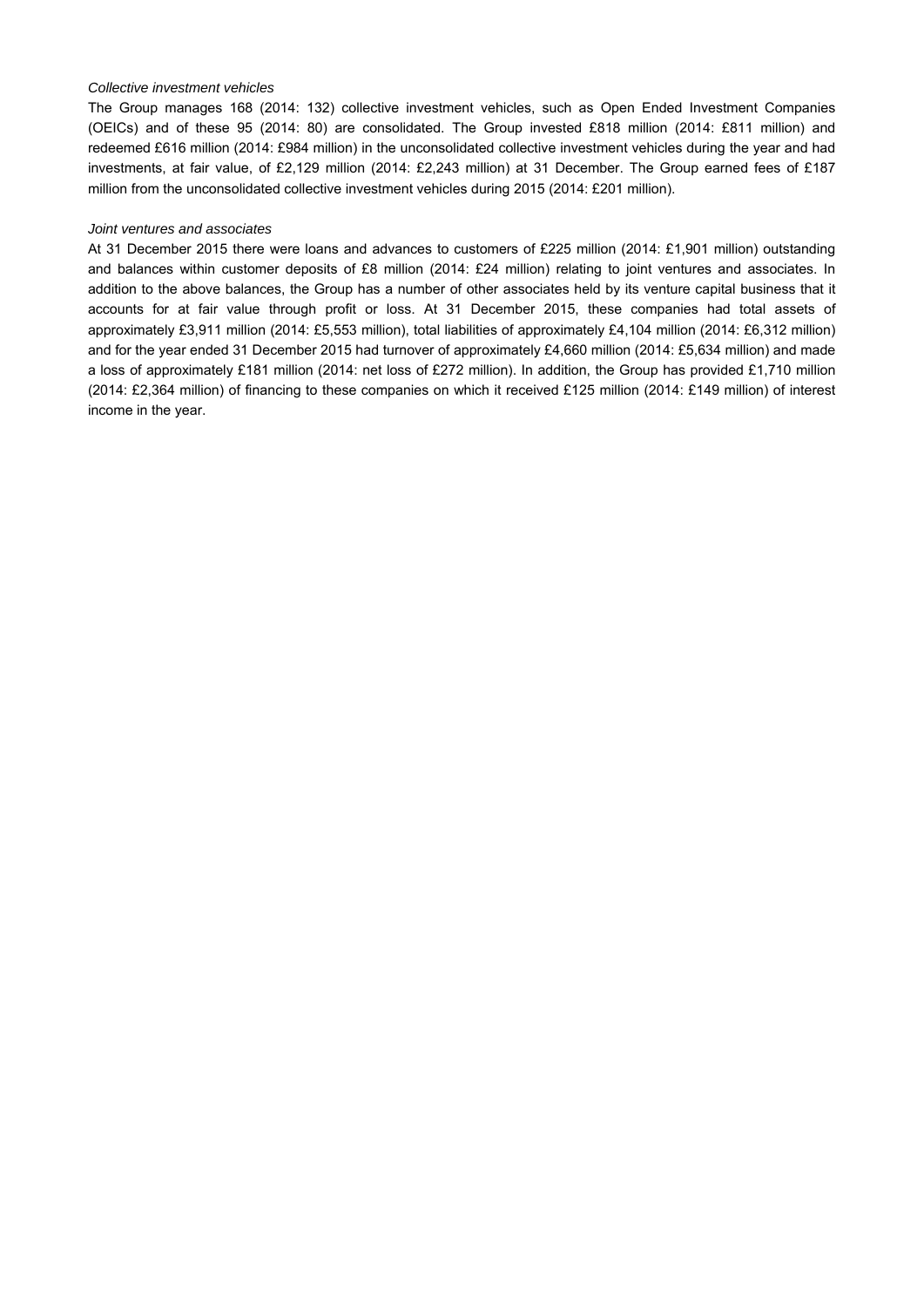*Collective investment vehicles*

The Group manages 168 (2014: 132) collective investment vehicles, such as Open Ended Investment Companies (OEICs) and of these 95 (2014: 80) are consolidated. The Group invested £818 million (2014: £811 million) and redeemed £616 million (2014: £984 million) in the unconsolidated collective investment vehicles during the year and had investments, at fair value, of £2,129 million (2014: £2,243 million) at 31 December. The Group earned fees of £187 million from the unconsolidated collective investment vehicles during 2015 (2014: £201 million).

*Joint ventures and associates*

At 31 December 2015 there were loans and advances to customers of £225 million (2014: £1,901 million) outstanding and balances within customer deposits of £8 million (2014: £24 million) relating to joint ventures and associates. In addition to the above balances, the Group has a number of other associates held by its venture capital business that it accounts for at fair value through profit or loss. At 31 December 2015, these companies had total assets of approximately £3,911 million (2014: £5,553 million), total liabilities of approximately £4,104 million (2014: £6,312 million) and for the year ended 31 December 2015 had turnover of approximately £4,660 million (2014: £5,634 million) and made a loss of approximately £181 million (2014: net loss of £272 million). In addition, the Group has provided £1,710 million (2014: £2,364 million) of financing to these companies on which it received £125 million (2014: £149 million) of interest income in the year.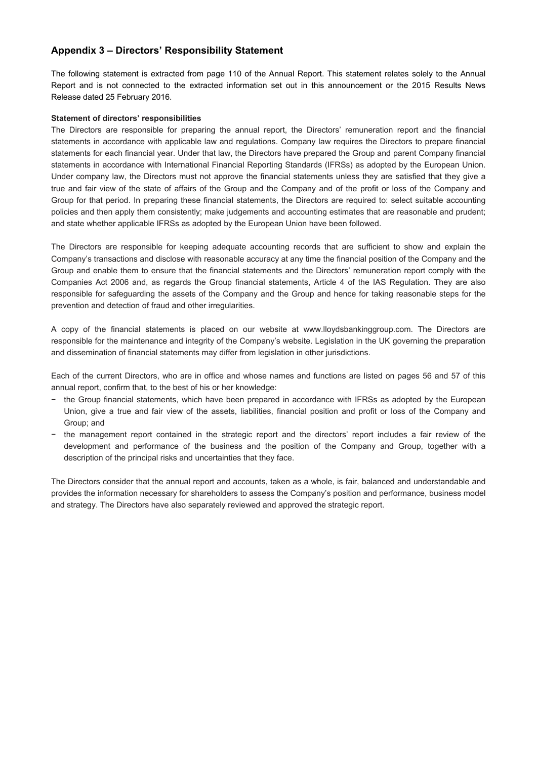## Appendix 3 – Directors' Responsibility Statement

The following statement is extracted from page 110 of the Annual Report. This statement relates solely to the Annual Report and is not connected to the extracted information set out in this announcement or the 2015 Results News Release dated 25 February 2016.

**Statement of directors' responsibilities**

The Directors are responsible for preparing the annual report, the Directors' remuneration report and the financial statements in accordance with applicable law and regulations. Company law requires the Directors to prepare financial statements for each financial year. Under that law, the Directors have prepared the Group and parent Company financial statements in accordance with International Financial Reporting Standards (IFRSs) as adopted by the European Union. Under company law, the Directors must not approve the financial statements unless they are satisfied that they give a true and fair view of the state of affairs of the Group and the Company and of the profit or loss of the Company and Group for that period. In preparing these financial statements, the Directors are required to: select suitable accounting policies and then apply them consistently; make judgements and accounting estimates that are reasonable and prudent; and state whether applicable IFRSs as adopted by the European Union have been followed.

The Directors are responsible for keeping adequate accounting records that are sufficient to show and explain the Company's transactions and disclose with reasonable accuracy at any time the financial position of the Company and the Group and enable them to ensure that the financial statements and the Directors' remuneration report comply with the Companies Act 2006 and, as regards the Group financial statements, Article 4 of the IAS Regulation. They are also responsible for safeguarding the assets of the Company and the Group and hence for taking reasonable steps for the prevention and detection of fraud and other irregularities.

A copy of the financial statements is placed on our website at www.lloydsbankinggroup.com. The Directors are responsible for the maintenance and integrity of the Company's website. Legislation in the UK governing the preparation and dissemination of financial statements may differ from legislation in other jurisdictions.

Each of the current Directors, who are in office and whose names and functions are listed on pages 56 and 57 of this annual report, confirm that, to the best of his or her knowledge:

- the Group financial statements, which have been prepared in accordance with IFRSs as adopted by the European Union, give a true and fair view of the assets, liabilities, financial position and profit or loss of the Company and Group; and
- the management report contained in the strategic report and the directors' report includes a fair review of the development and performance of the business and the position of the Company and Group, together with a description of the principal risks and uncertainties that they face.

The Directors consider that the annual report and accounts, taken as a whole, is fair, balanced and understandable and provides the information necessary for shareholders to assess the Company's position and performance, business model and strategy. The Directors have also separately reviewed and approved the strategic report.